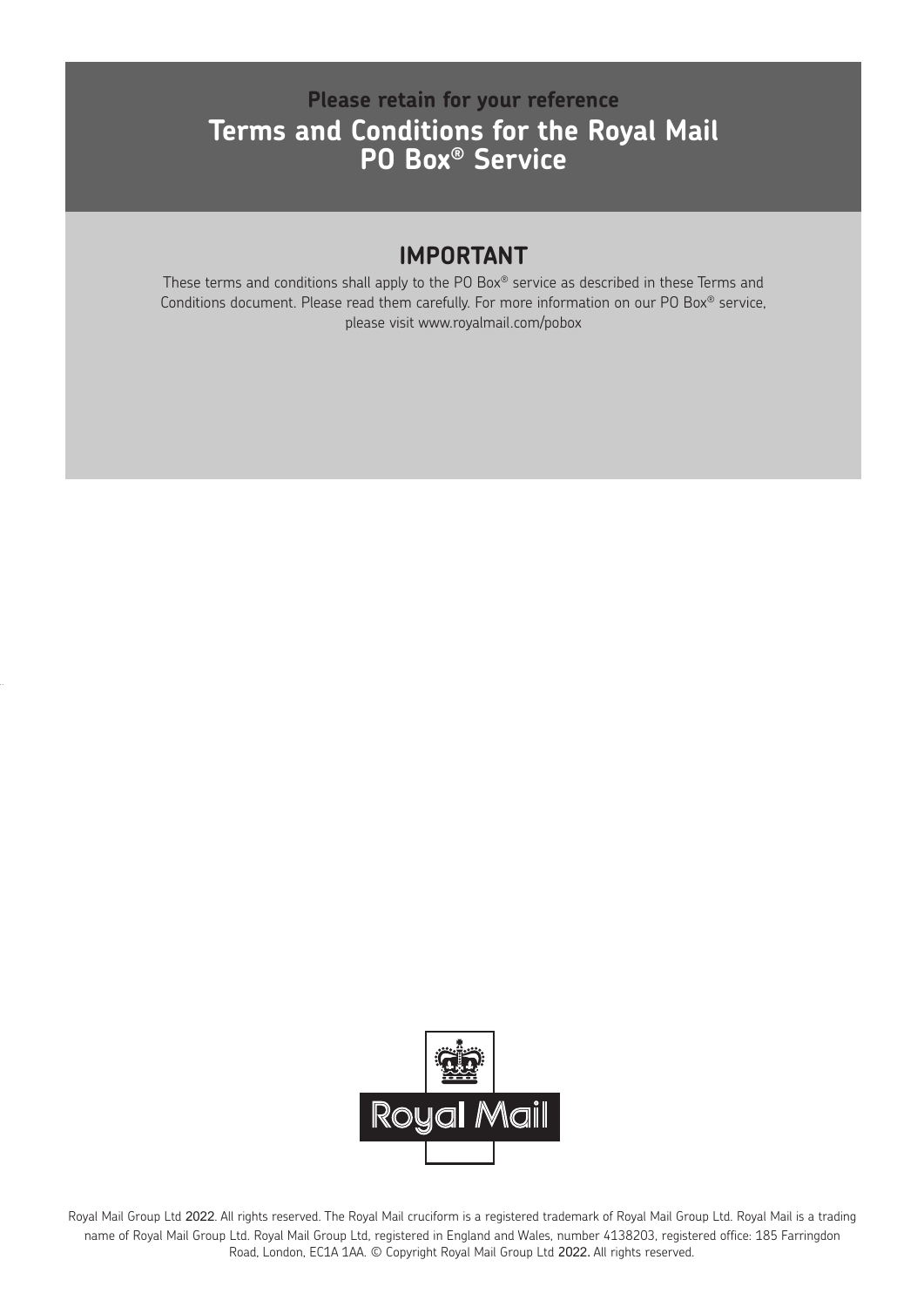**Please retain for your reference**

# Terms and Conditions for the Royal Mail PO Box® Service

## IMPORTANT

These terms and conditions shall apply to the PO Box® service as described in these Terms and Conditions document. Please read them carefully. For more information on our PO Box® service, please visit www.royalmail.com/pobox

Royal Mail

Royal Mail Group Ltd 2022. All rights reserved. The Royal Mail cruciform is a registered trademark of Royal Mail Group Ltd. Royal Mail is a trading name of Royal Mail Group Ltd. Royal Mail Group Ltd, registered in England and Wales, number 4138203, registered office: 185 Farringdon Road, London, EC1A 1AA. © Copyright Royal Mail Group Ltd 2022. All rights reserved.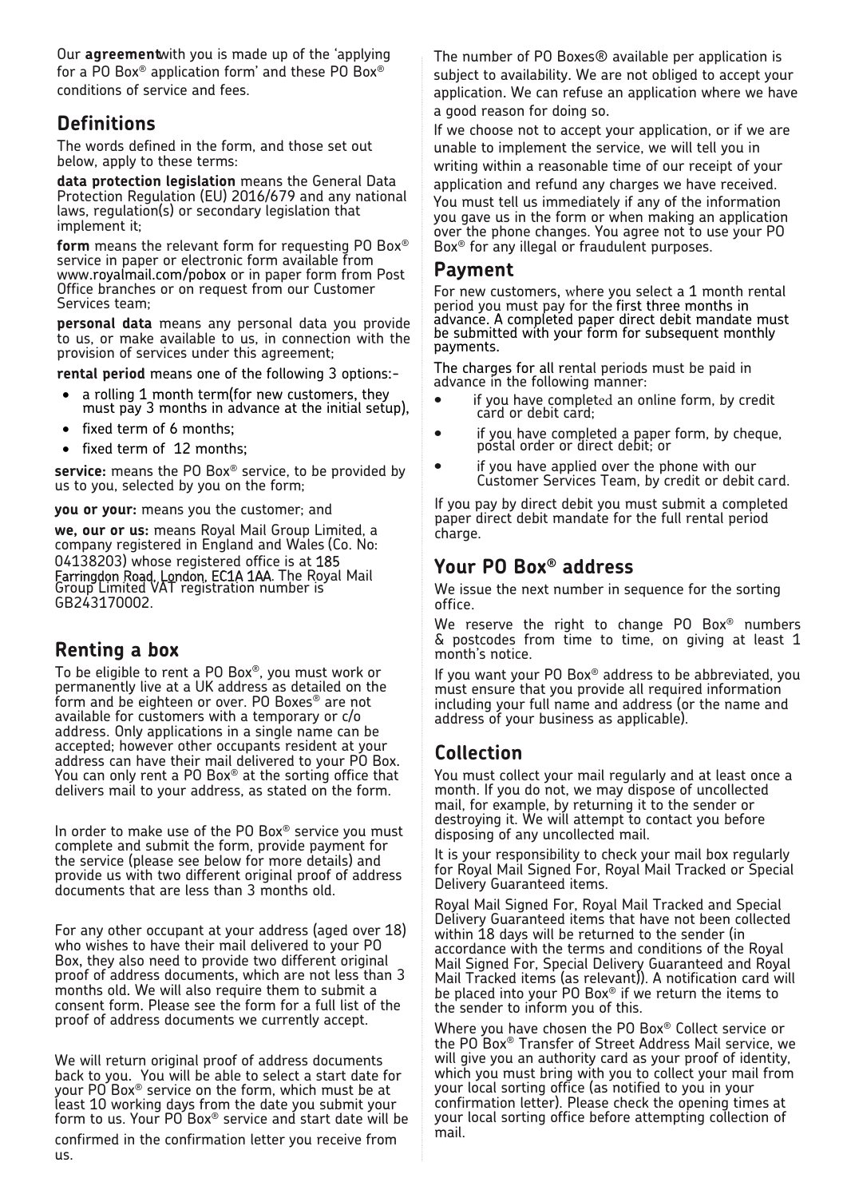Our **agreement** with you is made up of the 'applying for a PO Box® application form' and these PO Box® conditions of service and fees.

## Definitions

The words defined in the form, and those set out below, apply to these terms:

**data protection legislation** means the General Data Protection Regulation (EU) 2016/679 and any national laws, regulation(s) or secondary legislation that implement it;

**form** means the relevant form for requesting PO Box® service in paper or electronic form available from www.royalmail.com/pobox or in paper form from Post Office branches or on request from our Customer Services team;

**personal data** means any personal data you provide to us, or make available to us, in connection with the provision of services under this agreement;

**rental period** means one of the following 3 options:-

- a rolling 1 month term(for new customers, they must pay 3 months in advance at the initial setup),
- fixed term of 6 months;
- fixed term of 12 months;

**service:** means the PO Box® service, to be provided by us to you, selected by you on the form;

**you or your:** means you the customer; and

**we, our or us:** means Royal Mail Group Limited, a company registered in England and Wales (Co. No: 04138203) whose registered office is at 185 Farringdon Road, London, EC1A 1AA. The Royal Mail Group Limited VAT registration number is GB243170002.

## Renting a box

To be eligible to rent a PO Box®, you must work or permanently live at a UK address as detailed on the form and be eighteen or over. PO Boxes® are not available for customers with a temporary or c/o address. Only applications in a single name can be accepted; however other occupants resident at your address can have their mail delivered to your PO Box. You can only rent a PO Box® at the sorting office that delivers mail to your address, as stated on the form.

In order to make use of the PO Box® service you must complete and submit the form, provide payment for the service (please see below for more details) and provide us with two different original proof of address documents that are less than 3 months old.

For any other occupant at your address (aged over 18) who wishes to have their mail delivered to your PO Box, they also need to provide two different original proof of address documents, which are not less than 3 months old. We will also require them to submit a consent form. Please see the form for a full list of the proof of address documents we currently accept.

We will return original proof of address documents back to you. You will be able to select a start date for your PO Box® service on the form, which must be at least 10 working days from the date you submit your form to us. Your PO Box® service and start date will be confirmed in the confirmation letter you receive from us.

The number of PO Boxes® available per application is subject to availability. We are not obliged to accept your application. We can refuse an application where we have a good reason for doing so.

If we choose not to accept your application, or if we are unable to implement the service, we will tell you in writing within a reasonable time of our receipt of your application and refund any charges we have received.

You must tell us immediately if any of the information you gave us in the form or when making an application over the phone changes. You agree not to use your PO Box® for any illegal or fraudulent purposes.

## Payment

For new customers, where you select a 1 month rental period you must pay for the first three months in advance. A completed paper direct debit mandate must be submitted with your form for subsequent monthly payments.

The charges for all rental periods must be paid in advance in the following manner:

- if you have completed an online form, by credit card or debit card;
- if you have completed a paper form, by cheque, postal order or direct debit; or
- if you have applied over the phone with our Customer Services Team, by credit or debit card.

If you pay by direct debit you must submit a completed paper direct debit mandate for the full rental period charge.

## Your PO Box® address

We issue the next number in sequence for the sorting office.

We reserve the right to change PO Box® numbers & postcodes from time to time, on giving at least 1 month's notice.

If you want your PO Box® address to be abbreviated, you must ensure that you provide all required information including your full name and address (or the name and address of your business as applicable).

## Collection

You must collect your mail regularly and at least once a month. If you do not, we may dispose of uncollected mail, for example, by returning it to the sender or destroying it. We will attempt to contact you before disposing of any uncollected mail.

It is your responsibility to check your mail box regularly for Royal Mail Signed For, Royal Mail Tracked or Special Delivery Guaranteed items.

Royal Mail Signed For, Royal Mail Tracked and Special Delivery Guaranteed items that have not been collected within 18 days will be returned to the sender (in accordance with the terms and conditions of the Royal Mail Signed For, Special Delivery Guaranteed and Royal Mail Tracked items (as relevant)). A notification card will be placed into your PO Box® if we return the items to the sender to inform you of this.

Where you have chosen the PO Box® Collect service or the PO Box® Transfer of Street Address Mail service, we will give you an authority card as your proof of identity, which you must bring with you to collect your mail from your local sorting office (as notified to you in your confirmation letter). Please check the opening times at your local sorting office before attempting collection of mail.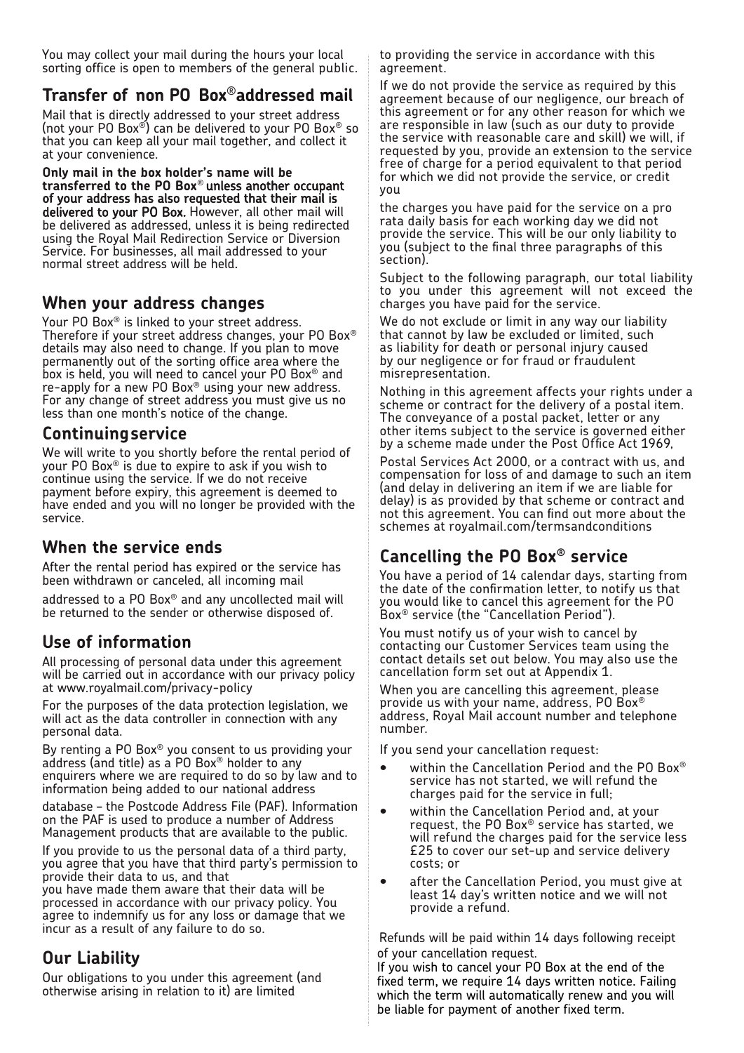You may collect your mail during the hours your local sorting office is open to members of the general public.

## Transfer of non PO Box® addressed mail

Mail that is directly addressed to your street address (not your PO Box®) can be delivered to your PO Box® so that you can keep all your mail together, and collect it at your convenience.

**Only mail in the box holder's name will be transferred to the PO Box® unless another occupant of your address has also requested that their mail is delivered to your PO Box.** However, all other mail will be delivered as addressed, unless it is being redirected using the Royal Mail Redirection Service or Diversion Service. For businesses, all mail addressed to your normal street address will be held.

## When your address changes

Your PO Box® is linked to your street address. Therefore if your street address changes, your PO Box® details may also need to change. If you plan to move permanently out of the sorting office area where the box is held, you will need to cancel your PO Box® and re-apply for a new PO Box® using your new address. For any change of street address you must give us no less than one month's notice of the change.

## Continuing service

We will write to you shortly before the rental period of your PO Box® is due to expire to ask if you wish to continue using the service. If we do not receive payment before expiry, this agreement is deemed to have ended and you will no longer be provided with the service.

## When the service ends

After the rental period has expired or the service has been withdrawn or canceled, all incoming mail addressed to a PO Box® and any uncollected mail will be returned to the sender or otherwise disposed of.

## Use of information

All processing of personal data under this agreement will be carried out in accordance with our privacy policy at www.royalmail.com/privacy-policy

For the purposes of the data protection legislation, we will act as the data controller in connection with any personal data.

By renting a PO Box® you consent to us providing your address (and title) as a PO Box® holder to any enquirers where we are required to do so by law and to information being added to our national address database – the Postcode Address File (PAF). Information on the PAF is used to produce a number of Address Management products that are available to the public.

If you provide to us the personal data of a third party, you agree that you have that third party's permission to provide their data to us, and that you have made them aware that their data will be processed in accordance with our privacy policy. You agree to indemnify us for any loss or damage that we incur as a result of any failure to do so.

## Our Liability

Our obligations to you under this agreement (and otherwise arising in relation to it) are limited to providing the service in accordance with this agreement.

If we do not provide the service as required by this agreement because of our negligence, our breach of this agreement or for any other reason for which we are responsible in law (such as our duty to provide the service with reasonable care and skill) we will, if requested by you, provide an extension to the service free of charge for a period equivalent to that period for which we did not provide the service, or credit you the charges you have paid for the service on a pro rata daily basis for each working day we did not provide the service. This will be our only liability to you (subject to the final three paragraphs of this section).

Subject to the following paragraph, our total liability to you under this agreement will not exceed the charges you have paid for the service.

We do not exclude or limit in any way our liability that cannot by law be excluded or limited, such as liability for death or personal injury caused by our negligence or for fraud or fraudulent misrepresentation.

Nothing in this agreement affects your rights under a scheme or contract for the delivery of a postal item. The conveyance of a postal packet, letter or any other items subject to the service is governed either by a scheme made under the Post Office Act 1969, Postal Services Act 2000, or a contract with us, and compensation for loss of and damage to such an item (and delay in delivering an item if we are liable for delay) is as provided by that scheme or contract and not this agreement. You can find out more about the schemes at royalmail.com/termsandconditions

## Cancelling the PO Box® service

You have a period of 14 calendar days, starting from the date of the confirmation letter, to notify us that you would like to cancel this agreement for the PO Box® service (the "Cancellation Period").

You must notify us of your wish to cancel by contacting our Customer Services team using the contact details set out below. You may also use the cancellation form set out at Appendix 1.

When you are cancelling this agreement, please provide us with your name, address, PO Box® address, Royal Mail account number and telephone number.

If you send your cancellation request:

- within the Cancellation Period and the PO Box® service has not started, we will refund the charges paid for the service in full;
- within the Cancellation Period and, at your request, the PO Box® service has started, we will refund the charges paid for the service less £25 to cover our set-up and service delivery costs; or
- after the Cancellation Period, you must give at least 14 day's written notice and we will not provide a refund.

Refunds will be paid within 14 days following receipt of your cancellation request.

If you wish to cancel your PO Box at the end of the fixed term, we require 14 days written notice. Failing which the term will automatically renew and you will be liable for payment of another fixed term.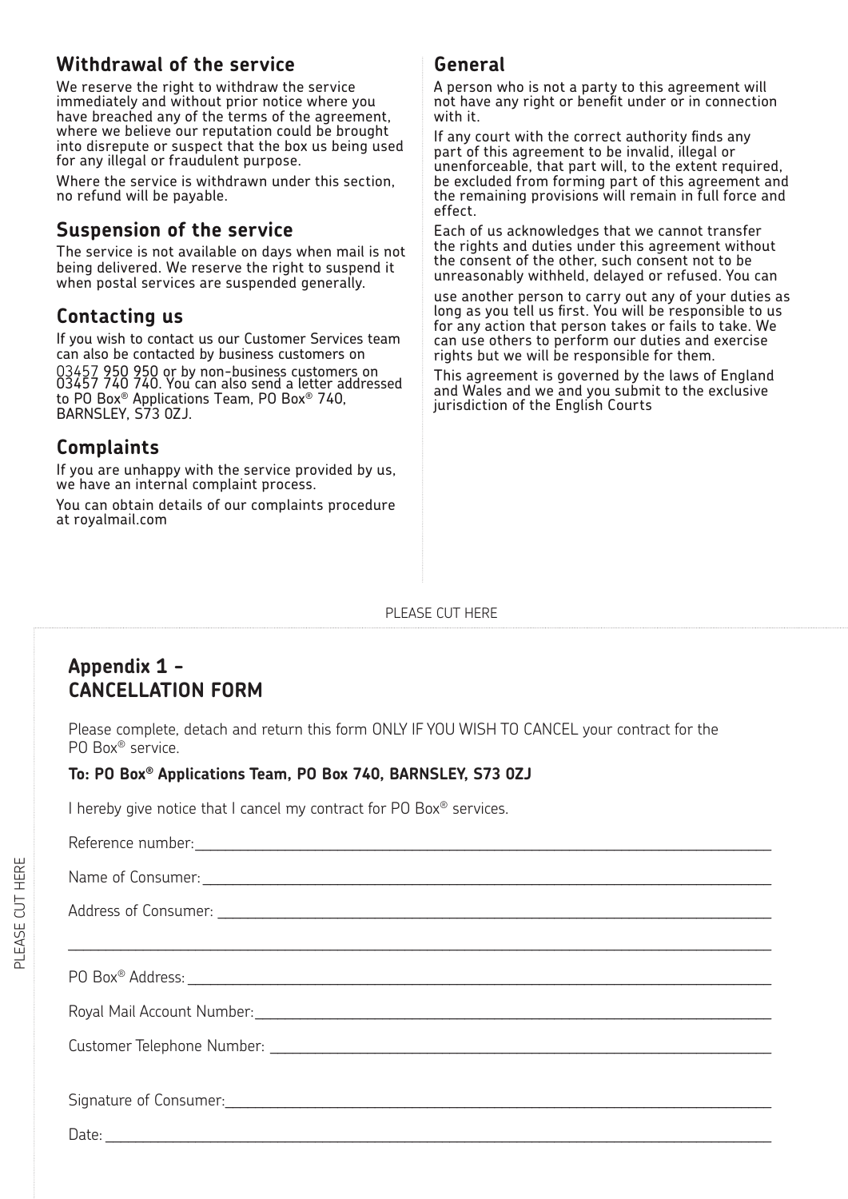## Withdrawal of the service

We reserve the right to withdraw the service immediately and without prior notice where you have breached any of the terms of the agreement, where we believe our reputation could be brought into disrepute or suspect that the box us being used for any illegal or fraudulent purpose.

Where the service is withdrawn under this section, no refund will be payable.

## Suspension of the service

The service is not available on days when mail is not being delivered. We reserve the right to suspend it when postal services are suspended generally.

## Contacting us

If you wish to contact us our Customer Services team can also be contacted by business customers on 03457 950 950 or by non-business customers on 03457 740 740. You can also send a letter addressed to PO Box® Applications Team, PO Box® 740, BARNSLEY, S73 0ZJ.

## Complaints

If you are unhappy with the service provided by us, we have an internal complaint process.

You can obtain details of our complaints procedure at royalmail.com

## General

A person who is not a party to this agreement will not have any right or benefit under or in connection with it.

If any court with the correct authority finds any part of this agreement to be invalid, illegal or unenforceable, that part will, to the extent required, be excluded from forming part of this agreement and the remaining provisions will remain in full force and effect.

Each of us acknowledges that we cannot transfer the rights and duties under this agreement without the consent of the other, such consent not to be unreasonably withheld, delayed or refused. You can use another person to carry out any of your duties as long as you tell us first. You will be responsible to us for any action that person takes or fails to take. We can use others to perform our duties and exercise rights but we will be responsible for them.

This agreement is governed by the laws of England and Wales and we and you submit to the exclusive jurisdiction of the English Courts

PLEASE CUT HERE

## Appendix 1 – CANCELLATION FORM

Please complete, detach and return this form ONLY IF YOU WISH TO CANCEL your contract for the PO Box® service.

**To: PO Box® Applications Team, PO Box 740, BARNSLEY, S73 0ZJ**

I hereby give notice that I cancel my contract for PO Box® services.

Reference number:\_\_\_\_\_\_\_\_\_\_\_\_\_\_\_\_\_\_\_\_\_\_\_\_\_\_\_\_\_\_\_\_

Name of Consumer:\_\_\_\_\_\_\_\_\_\_\_\_\_\_\_\_\_\_\_\_\_\_\_\_\_\_\_\_\_\_\_\_

Address of Consumer: \_\_\_\_\_\_\_\_\_\_\_\_\_\_\_\_\_\_\_\_\_\_\_\_\_\_\_\_\_\_\_\_

\_\_\_\_\_\_\_\_\_\_\_\_\_\_\_\_\_\_\_\_\_\_\_\_\_\_\_\_\_\_\_\_\_\_\_\_\_\_\_\_\_\_\_\_\_\_

PO Box® Address: \_\_\_\_\_\_\_\_\_\_\_\_\_\_\_\_\_\_\_\_\_\_\_\_\_\_\_\_\_\_\_\_

Royal Mail Account Number:\_\_\_\_\_\_\_\_\_\_\_\_\_\_\_\_\_\_\_\_\_\_\_\_\_\_\_\_\_\_\_\_

Customer Telephone Number: \_\_\_\_\_\_\_\_\_\_\_\_\_\_\_\_\_\_\_\_\_\_\_\_\_\_\_\_\_\_\_\_

Signature of Consumer:\_\_\_\_\_\_\_\_\_\_\_\_\_\_\_\_\_\_\_\_\_\_\_\_\_\_\_\_\_\_\_\_

Date: \_\_\_\_\_\_\_\_\_\_\_\_\_\_\_\_\_\_\_\_\_\_\_\_\_\_\_\_\_\_\_\_

PLEASE CUT HERE